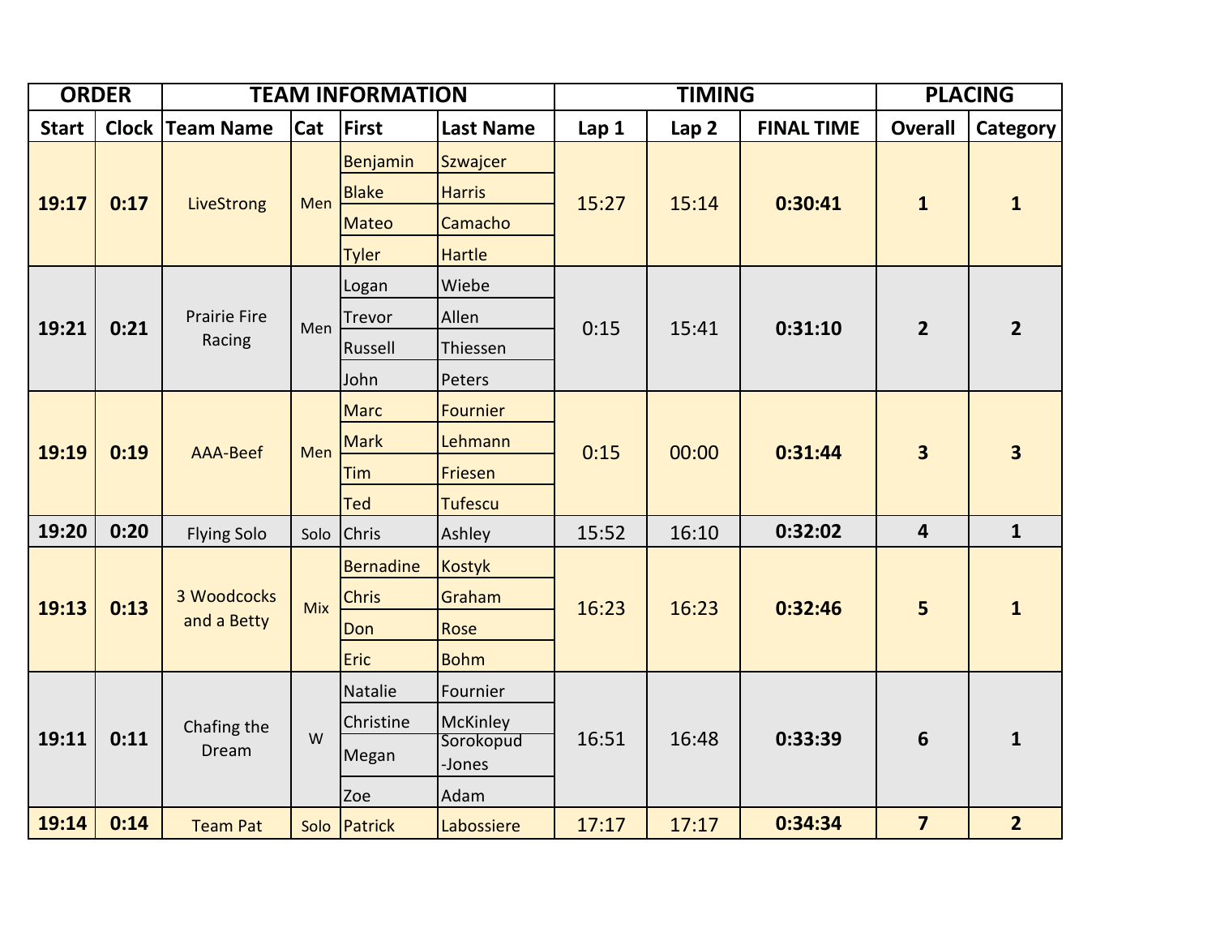| ORDER | | TEAM INFORMATION | | | | TIMING | | | PLACING | |
|---|---|---|---|---|---|---|---|---|---|---|
| Start | Clock | Team Name | Cat | First | Last Name | Lap 1 | Lap 2 | FINAL TIME | Overall | Category |
| **19:17** | **0:17** | LiveStrong | Men | Benjamin | Szwajcer | 15:27 | 15:14 | **0:30:41** | **1** | **1** |
| | | | | Blake | Harris | | | | | |
| | | | | Mateo | Camacho | | | | | |
| | | | | Tyler | Hartle | | | | | |
| **19:21** | **0:21** | Prairie Fire Racing | Men | Logan | Wiebe | 0:15 | 15:41 | **0:31:10** | **2** | **2** |
| | | | | Trevor | Allen | | | | | |
| | | | | Russell | Thiessen | | | | | |
| | | | | John | Peters | | | | | |
| **19:19** | **0:19** | AAA-Beef | Men | Marc | Fournier | 0:15 | 00:00 | **0:31:44** | **3** | **3** |
| | | | | Mark | Lehmann | | | | | |
| | | | | Tim | Friesen | | | | | |
| | | | | Ted | Tufescu | | | | | |
| **19:20** | **0:20** | Flying Solo | Solo | Chris | Ashley | 15:52 | 16:10 | **0:32:02** | **4** | **1** |
| **19:13** | **0:13** | 3 Woodcocks and a Betty | Mix | Bernadine | Kostyk | 16:23 | 16:23 | **0:32:46** | **5** | **1** |
| | | | | Chris | Graham | | | | | |
| | | | | Don | Rose | | | | | |
| | | | | Eric | Bohm | | | | | |
| **19:11** | **0:11** | Chafing the Dream | W | Natalie | Fournier | 16:51 | 16:48 | **0:33:39** | **6** | **1** |
| | | | | Christine | McKinley | | | | | |
| | | | | Megan | Sorokopud-Jones | | | | | |
| | | | | Zoe | Adam | | | | | |
| **19:14** | **0:14** | Team Pat | Solo | Patrick | Labossiere | 17:17 | 17:17 | **0:34:34** | **7** | **2** |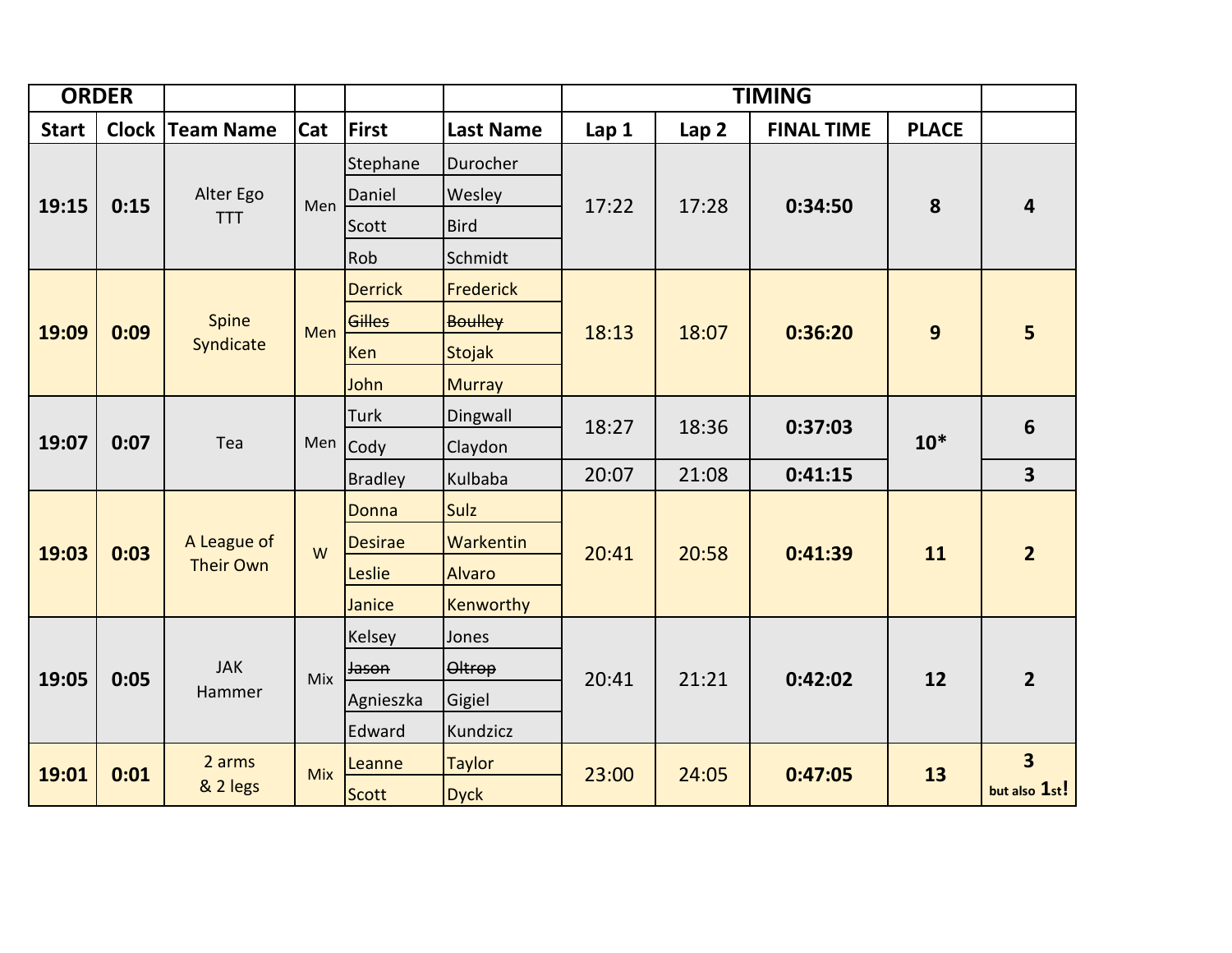| ORDER | | | | | | TIMING | | | | |
|---|---|---|---|---|---|---|---|---|---|---|
| **Start** | **Clock** | **Team Name** | **Cat** | **First** | **Last Name** | **Lap 1** | **Lap 2** | **FINAL TIME** | **PLACE** | |
| **19:15** | **0:15** | Alter Ego TTT | Men | Stephane | Durocher | 17:22 | 17:28 | **0:34:50** | **8** | **4** |
| | | | | Daniel | Wesley | | | | | |
| | | | | Scott | Bird | | | | | |
| | | | | Rob | Schmidt | | | | | |
| **19:09** | **0:09** | Spine Syndicate | Men | Derrick | Frederick | 18:13 | 18:07 | **0:36:20** | **9** | **5** |
| | | | | ~~Gilles~~ | ~~Boulley~~ | | | | | |
| | | | | Ken | Stojak | | | | | |
| | | | | John | Murray | | | | | |
| **19:07** | **0:07** | Tea | Men | Turk | Dingwall | 18:27 | 18:36 | **0:37:03** | **10*** | **6** |
| | | | | Cody | Claydon | | | | | |
| | | | | Bradley | Kulbaba | 20:07 | 21:08 | **0:41:15** | | **3** |
| **19:03** | **0:03** | A League of Their Own | W | Donna | Sulz | 20:41 | 20:58 | **0:41:39** | **11** | **2** |
| | | | | Desirae | Warkentin | | | | | |
| | | | | Leslie | Alvaro | | | | | |
| | | | | Janice | Kenworthy | | | | | |
| **19:05** | **0:05** | JAK Hammer | Mix | Kelsey | Jones | 20:41 | 21:21 | **0:42:02** | **12** | **2** |
| | | | | ~~Jason~~ | ~~Oltrop~~ | | | | | |
| | | | | Agnieszka | Gigiel | | | | | |
| | | | | Edward | Kundzicz | | | | | |
| **19:01** | **0:01** | 2 arms & 2 legs | Mix | Leanne | Taylor | 23:00 | 24:05 | **0:47:05** | **13** | **3** but also **1st!** |
| | | | | Scott | Dyck | | | | | |